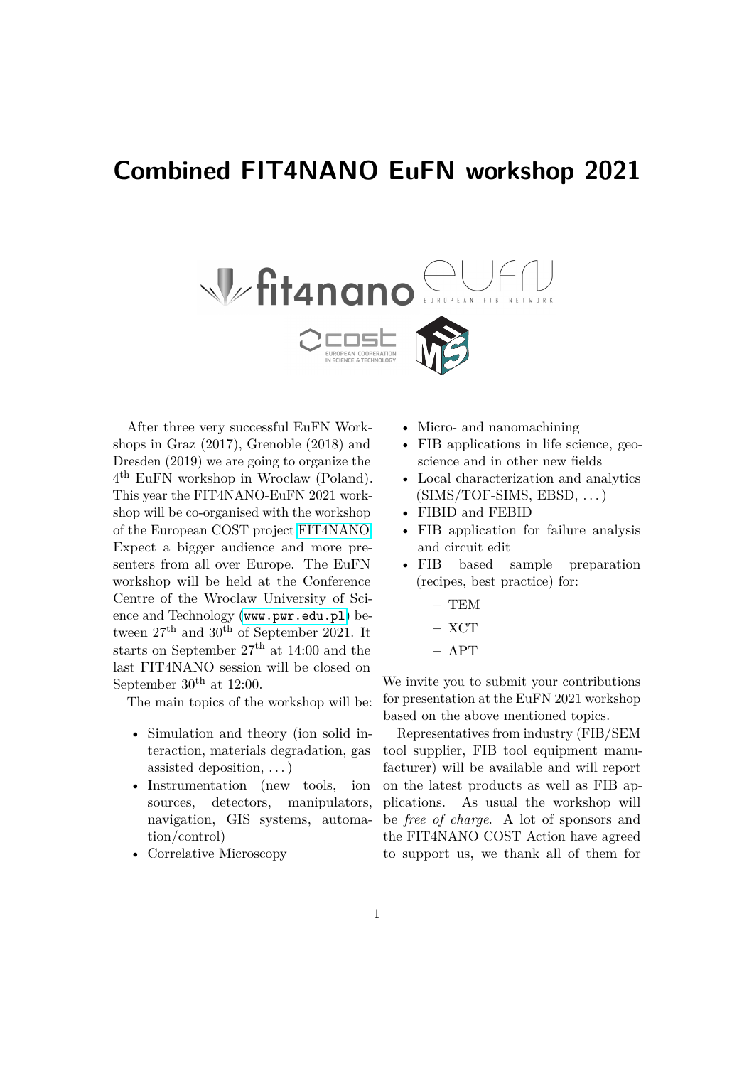# Combined FIT4NANO EuFN workshop 2021

After three very successful EuFN Workshops in Graz (2017), Grenoble (2018) and Dresden (2019) we are going to organize the 4$^{th}$ EuFN workshop in Wroclaw (Poland). This year the FIT4NANO-EuFN 2021 workshop will be co-organised with the workshop of the European COST project FIT4NANO. Expect a bigger audience and more presenters from all over Europe. The EuFN workshop will be held at the Conference Centre of the Wroclaw University of Science and Technology (`www.pwr.edu.pl`) between 27$^{th}$ and 30$^{th}$ of September 2021. It starts on September 27$^{th}$ at 14:00 and the last FIT4NANO session will be closed on September 30$^{th}$ at 12:00.

The main topics of the workshop will be:

- Simulation and theory (ion solid interaction, materials degradation, gas assisted deposition, . . . )
- Instrumentation (new tools, ion sources, detectors, manipulators, navigation, GIS systems, automation/control)
- Correlative Microscopy
- Micro- and nanomachining
- FIB applications in life science, geoscience and in other new fields
- Local characterization and analytics (SIMS/TOF-SIMS, EBSD, . . . )
- FIBID and FEBID
- FIB application for failure analysis and circuit edit
- FIB based sample preparation (recipes, best practice) for:
  - TEM
  - XCT
  - APT

We invite you to submit your contributions for presentation at the EuFN 2021 workshop based on the above mentioned topics.

Representatives from industry (FIB/SEM tool supplier, FIB tool equipment manufacturer) will be available and will report on the latest products as well as FIB applications. As usual the workshop will be *free of charge*. A lot of sponsors and the FIT4NANO COST Action have agreed to support us, we thank all of them for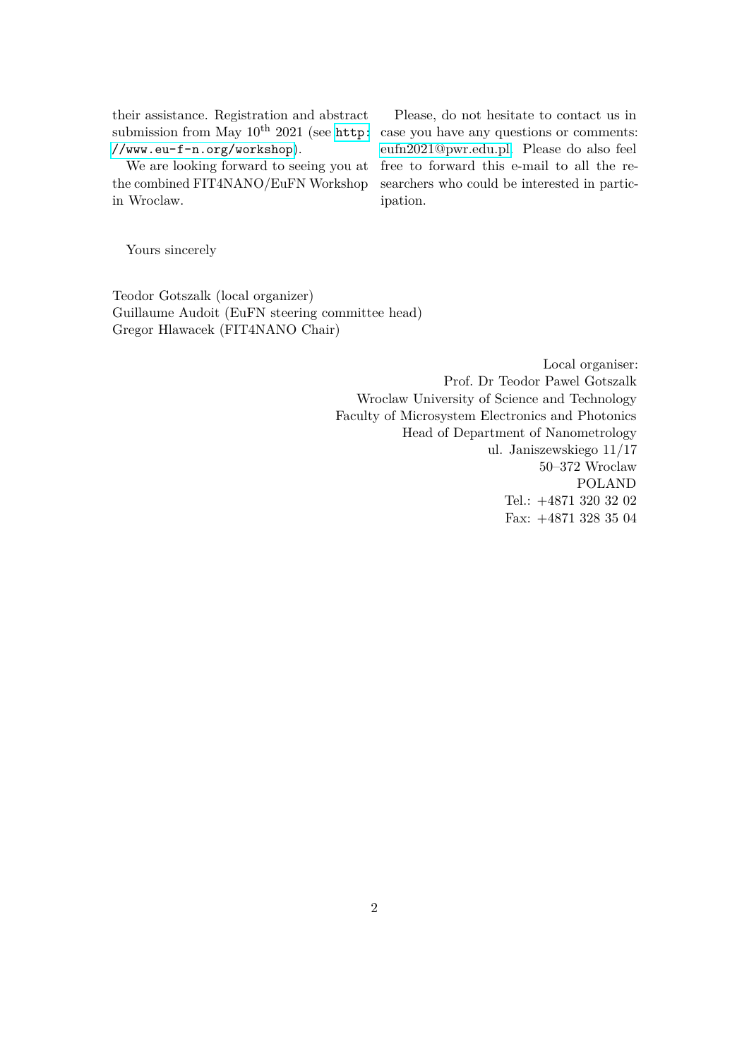their assistance. Registration and abstract submission from May 10$^{th}$ 2021 (see http://www.eu-f-n.org/workshop).

We are looking forward to seeing you at the combined FIT4NANO/EuFN Workshop in Wroclaw.

Please, do not hesitate to contact us in case you have any questions or comments: eufn2021@pwr.edu.pl. Please do also feel free to forward this e-mail to all the researchers who could be interested in participation.

Yours sincerely

Teodor Gotszalk (local organizer)
Guillaume Audoit (EuFN steering committee head)
Gregor Hlawacek (FIT4NANO Chair)

Local organiser:
Prof. Dr Teodor Pawel Gotszalk
Wroclaw University of Science and Technology
Faculty of Microsystem Electronics and Photonics
Head of Department of Nanometrology
ul. Janiszewskiego 11/17
50–372 Wroclaw
POLAND
Tel.: +4871 320 32 02
Fax: +4871 328 35 04